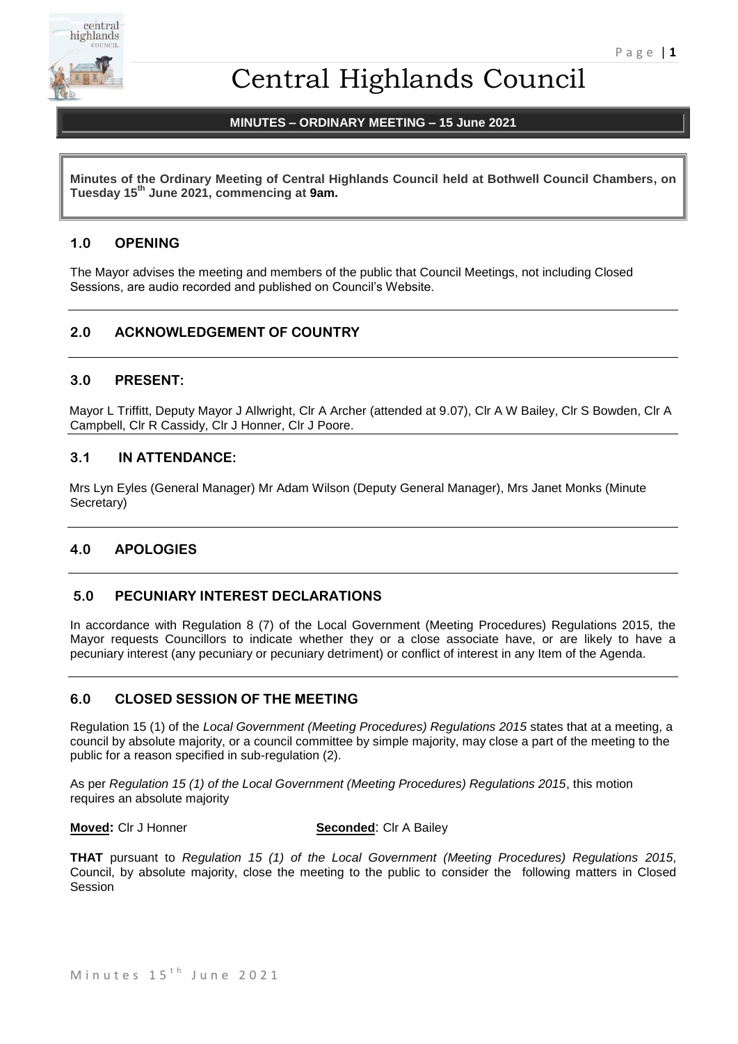# Central Highlands Council

**MINUTES – ORDINARY MEETING – 15 June 2021**

**Minutes of the Ordinary Meeting of Central Highlands Council held at Bothwell Council Chambers, on Tuesday 15th June 2021, commencing at 9am.**

## 1.0 OPENING

The Mayor advises the meeting and members of the public that Council Meetings, not including Closed Sessions, are audio recorded and published on Council's Website.

## 2.0 ACKNOWLEDGEMENT OF COUNTRY

## 3.0 PRESENT:

Mayor L Triffitt, Deputy Mayor J Allwright, Clr A Archer (attended at 9.07), Clr A W Bailey, Clr S Bowden, Clr A Campbell, Clr R Cassidy, Clr J Honner, Clr J Poore.

## 3.1 IN ATTENDANCE:

Mrs Lyn Eyles (General Manager) Mr Adam Wilson (Deputy General Manager), Mrs Janet Monks (Minute Secretary)

## 4.0 APOLOGIES

## 5.0 PECUNIARY INTEREST DECLARATIONS

In accordance with Regulation 8 (7) of the Local Government (Meeting Procedures) Regulations 2015, the Mayor requests Councillors to indicate whether they or a close associate have, or are likely to have a pecuniary interest (any pecuniary or pecuniary detriment) or conflict of interest in any Item of the Agenda.

## 6.0 CLOSED SESSION OF THE MEETING

Regulation 15 (1) of the *Local Government (Meeting Procedures) Regulations 2015* states that at a meeting, a council by absolute majority, or a council committee by simple majority, may close a part of the meeting to the public for a reason specified in sub-regulation (2).

As per *Regulation 15 (1) of the Local Government (Meeting Procedures) Regulations 2015*, this motion requires an absolute majority

**Moved:** Clr J Honner **Seconded**: Clr A Bailey

**THAT** pursuant to *Regulation 15 (1) of the Local Government (Meeting Procedures) Regulations 2015*, Council, by absolute majority, close the meeting to the public to consider the following matters in Closed Session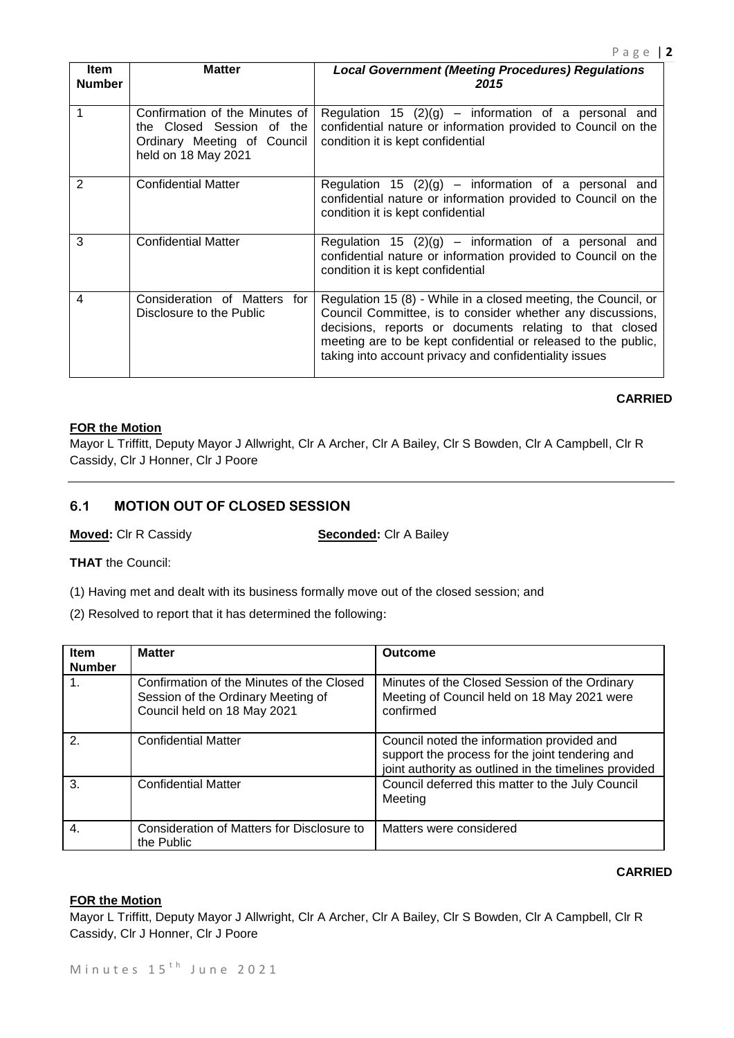| Item Number | Matter | *Local Government (Meeting Procedures) Regulations 2015* |
|---|---|---|
| 1 | Confirmation of the Minutes of the Closed Session of the Ordinary Meeting of Council held on 18 May 2021 | Regulation 15 (2)(g) – information of a personal and confidential nature or information provided to Council on the condition it is kept confidential |
| 2 | Confidential Matter | Regulation 15 (2)(g) – information of a personal and confidential nature or information provided to Council on the condition it is kept confidential |
| 3 | Confidential Matter | Regulation 15 (2)(g) – information of a personal and confidential nature or information provided to Council on the condition it is kept confidential |
| 4 | Consideration of Matters for Disclosure to the Public | Regulation 15 (8) - While in a closed meeting, the Council, or Council Committee, is to consider whether any discussions, decisions, reports or documents relating to that closed meeting are to be kept confidential or released to the public, taking into account privacy and confidentiality issues |

**CARRIED**

**FOR the Motion**

Mayor L Triffitt, Deputy Mayor J Allwright, Clr A Archer, Clr A Bailey, Clr S Bowden, Clr A Campbell, Clr R Cassidy, Clr J Honner, Clr J Poore

---

## 6.1 MOTION OUT OF CLOSED SESSION

**Moved:** Clr R Cassidy **Seconded:** Clr A Bailey

**THAT** the Council:

(1) Having met and dealt with its business formally move out of the closed session; and

(2) Resolved to report that it has determined the following:

| Item Number | Matter | Outcome |
|---|---|---|
| 1. | Confirmation of the Minutes of the Closed Session of the Ordinary Meeting of Council held on 18 May 2021 | Minutes of the Closed Session of the Ordinary Meeting of Council held on 18 May 2021 were confirmed |
| 2. | Confidential Matter | Council noted the information provided and support the process for the joint tendering and joint authority as outlined in the timelines provided |
| 3. | Confidential Matter | Council deferred this matter to the July Council Meeting |
| 4. | Consideration of Matters for Disclosure to the Public | Matters were considered |

**CARRIED**

**FOR the Motion**

Mayor L Triffitt, Deputy Mayor J Allwright, Clr A Archer, Clr A Bailey, Clr S Bowden, Clr A Campbell, Clr R Cassidy, Clr J Honner, Clr J Poore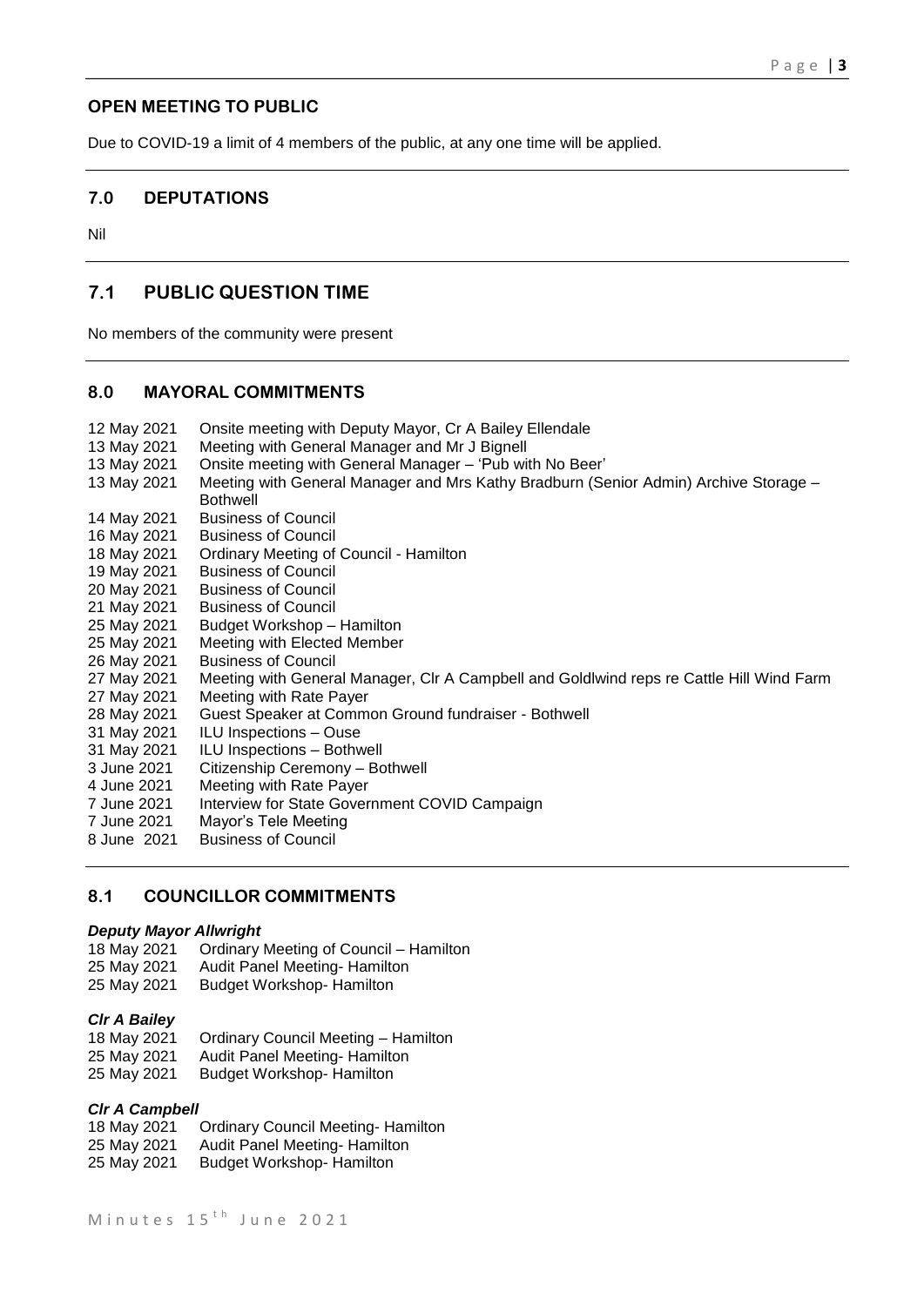## OPEN MEETING TO PUBLIC

Due to COVID-19 a limit of 4 members of the public, at any one time will be applied.

## 7.0 DEPUTATIONS

Nil

## 7.1 PUBLIC QUESTION TIME

No members of the community were present

## 8.0 MAYORAL COMMITMENTS

| | |
|---|---|
| 12 May 2021 | Onsite meeting with Deputy Mayor, Cr A Bailey Ellendale |
| 13 May 2021 | Meeting with General Manager and Mr J Bignell |
| 13 May 2021 | Onsite meeting with General Manager – 'Pub with No Beer' |
| 13 May 2021 | Meeting with General Manager and Mrs Kathy Bradburn (Senior Admin) Archive Storage – Bothwell |
| 14 May 2021 | Business of Council |
| 16 May 2021 | Business of Council |
| 18 May 2021 | Ordinary Meeting of Council - Hamilton |
| 19 May 2021 | Business of Council |
| 20 May 2021 | Business of Council |
| 21 May 2021 | Business of Council |
| 25 May 2021 | Budget Workshop – Hamilton |
| 25 May 2021 | Meeting with Elected Member |
| 26 May 2021 | Business of Council |
| 27 May 2021 | Meeting with General Manager, Clr A Campbell and Goldlwind reps re Cattle Hill Wind Farm |
| 27 May 2021 | Meeting with Rate Payer |
| 28 May 2021 | Guest Speaker at Common Ground fundraiser - Bothwell |
| 31 May 2021 | ILU Inspections – Ouse |
| 31 May 2021 | ILU Inspections – Bothwell |
| 3 June 2021 | Citizenship Ceremony – Bothwell |
| 4 June 2021 | Meeting with Rate Payer |
| 7 June 2021 | Interview for State Government COVID Campaign |
| 7 June 2021 | Mayor's Tele Meeting |
| 8 June 2021 | Business of Council |

## 8.1 COUNCILLOR COMMITMENTS

***Deputy Mayor Allwright***

| | |
|---|---|
| 18 May 2021 | Ordinary Meeting of Council – Hamilton |
| 25 May 2021 | Audit Panel Meeting- Hamilton |
| 25 May 2021 | Budget Workshop- Hamilton |

***Clr A Bailey***

| | |
|---|---|
| 18 May 2021 | Ordinary Council Meeting – Hamilton |
| 25 May 2021 | Audit Panel Meeting- Hamilton |
| 25 May 2021 | Budget Workshop- Hamilton |

***Clr A Campbell***

| | |
|---|---|
| 18 May 2021 | Ordinary Council Meeting- Hamilton |
| 25 May 2021 | Audit Panel Meeting- Hamilton |
| 25 May 2021 | Budget Workshop- Hamilton |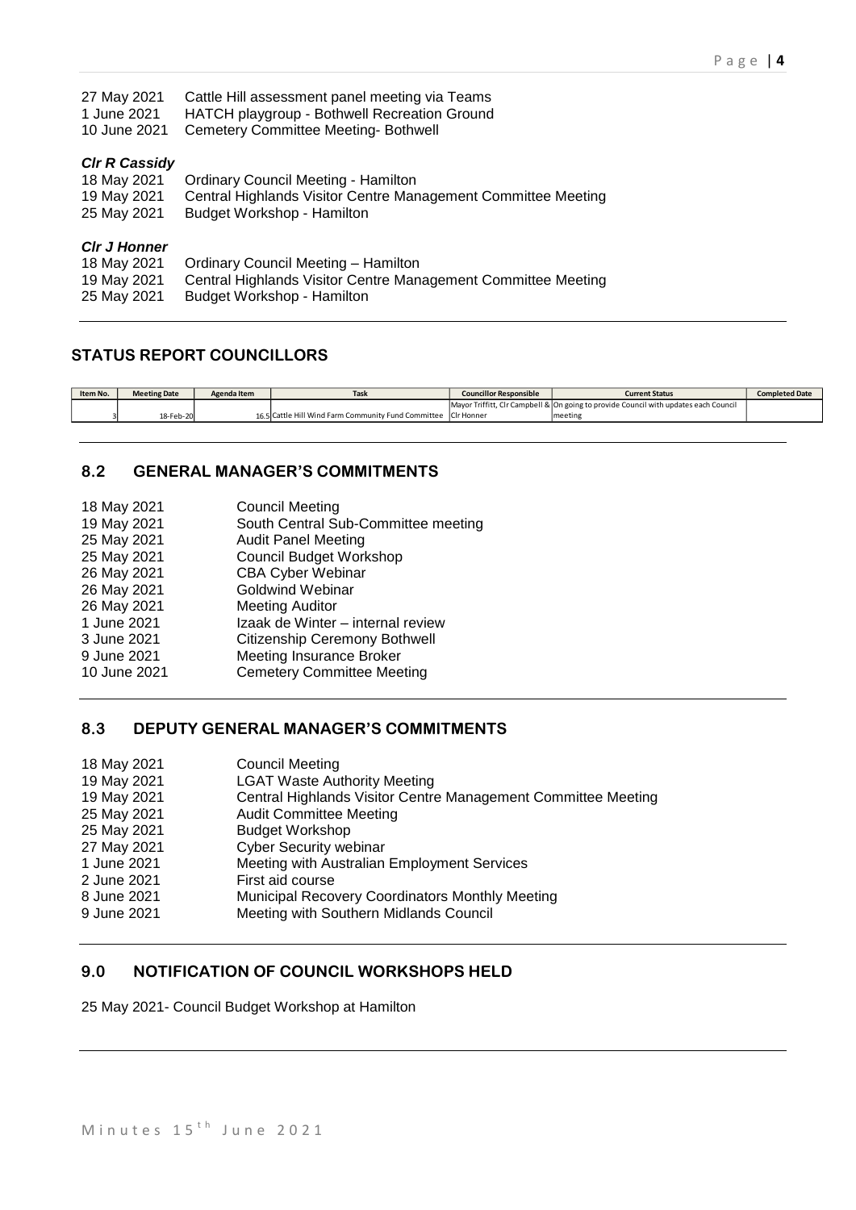| | |
|---|---|
| 27 May 2021 | Cattle Hill assessment panel meeting via Teams |
| 1 June 2021 | HATCH playgroup - Bothwell Recreation Ground |
| 10 June 2021 | Cemetery Committee Meeting- Bothwell |

***Clr R Cassidy***

| | |
|---|---|
| 18 May 2021 | Ordinary Council Meeting - Hamilton |
| 19 May 2021 | Central Highlands Visitor Centre Management Committee Meeting |
| 25 May 2021 | Budget Workshop - Hamilton |

***Clr J Honner***

| | |
|---|---|
| 18 May 2021 | Ordinary Council Meeting – Hamilton |
| 19 May 2021 | Central Highlands Visitor Centre Management Committee Meeting |
| 25 May 2021 | Budget Workshop - Hamilton |

## STATUS REPORT COUNCILLORS

| Item No. | Meeting Date | Agenda Item | Task | Councillor Responsible | Current Status | Completed Date |
|---|---|---|---|---|---|---|
| 3 | 18-Feb-20 | 16.5 | Cattle Hill Wind Farm Community Fund Committee | Mayor Triffitt, Clr Campbell & Clr Honner | On going to provide Council with updates each Council meeting | |

## 8.2 GENERAL MANAGER'S COMMITMENTS

| | |
|---|---|
| 18 May 2021 | Council Meeting |
| 19 May 2021 | South Central Sub-Committee meeting |
| 25 May 2021 | Audit Panel Meeting |
| 25 May 2021 | Council Budget Workshop |
| 26 May 2021 | CBA Cyber Webinar |
| 26 May 2021 | Goldwind Webinar |
| 26 May 2021 | Meeting Auditor |
| 1 June 2021 | Izaak de Winter – internal review |
| 3 June 2021 | Citizenship Ceremony Bothwell |
| 9 June 2021 | Meeting Insurance Broker |
| 10 June 2021 | Cemetery Committee Meeting |

## 8.3 DEPUTY GENERAL MANAGER'S COMMITMENTS

| | |
|---|---|
| 18 May 2021 | Council Meeting |
| 19 May 2021 | LGAT Waste Authority Meeting |
| 19 May 2021 | Central Highlands Visitor Centre Management Committee Meeting |
| 25 May 2021 | Audit Committee Meeting |
| 25 May 2021 | Budget Workshop |
| 27 May 2021 | Cyber Security webinar |
| 1 June 2021 | Meeting with Australian Employment Services |
| 2 June 2021 | First aid course |
| 8 June 2021 | Municipal Recovery Coordinators Monthly Meeting |
| 9 June 2021 | Meeting with Southern Midlands Council |

## 9.0 NOTIFICATION OF COUNCIL WORKSHOPS HELD

25 May 2021- Council Budget Workshop at Hamilton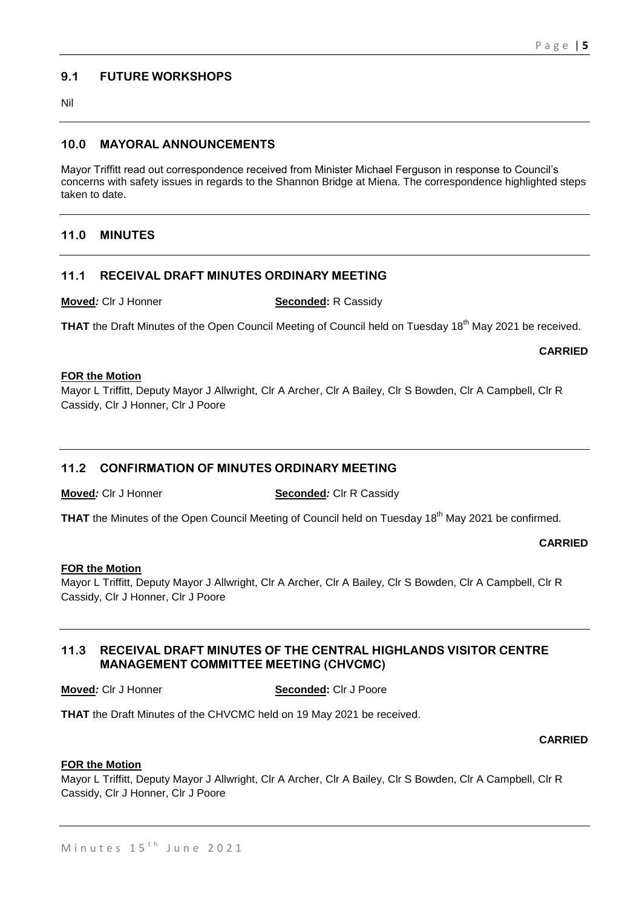## 9.1 FUTURE WORKSHOPS

Nil

## 10.0 MAYORAL ANNOUNCEMENTS

Mayor Triffitt read out correspondence received from Minister Michael Ferguson in response to Council's concerns with safety issues in regards to the Shannon Bridge at Miena. The correspondence highlighted steps taken to date.

## 11.0 MINUTES

## 11.1 RECEIVAL DRAFT MINUTES ORDINARY MEETING

**Moved***:* Clr J Honner **Seconded:** R Cassidy

**THAT** the Draft Minutes of the Open Council Meeting of Council held on Tuesday 18th May 2021 be received.

**CARRIED**

**FOR the Motion**
Mayor L Triffitt, Deputy Mayor J Allwright, Clr A Archer, Clr A Bailey, Clr S Bowden, Clr A Campbell, Clr R Cassidy, Clr J Honner, Clr J Poore

## 11.2 CONFIRMATION OF MINUTES ORDINARY MEETING

**Moved***:* Clr J Honner **Seconded***:* Clr R Cassidy

**THAT** the Minutes of the Open Council Meeting of Council held on Tuesday 18th May 2021 be confirmed.

**CARRIED**

**FOR the Motion**
Mayor L Triffitt, Deputy Mayor J Allwright, Clr A Archer, Clr A Bailey, Clr S Bowden, Clr A Campbell, Clr R Cassidy, Clr J Honner, Clr J Poore

## 11.3 RECEIVAL DRAFT MINUTES OF THE CENTRAL HIGHLANDS VISITOR CENTRE MANAGEMENT COMMITTEE MEETING (CHVCMC)

**Moved***:* Clr J Honner **Seconded:** Clr J Poore

**THAT** the Draft Minutes of the CHVCMC held on 19 May 2021 be received.

**CARRIED**

**FOR the Motion**
Mayor L Triffitt, Deputy Mayor J Allwright, Clr A Archer, Clr A Bailey, Clr S Bowden, Clr A Campbell, Clr R Cassidy, Clr J Honner, Clr J Poore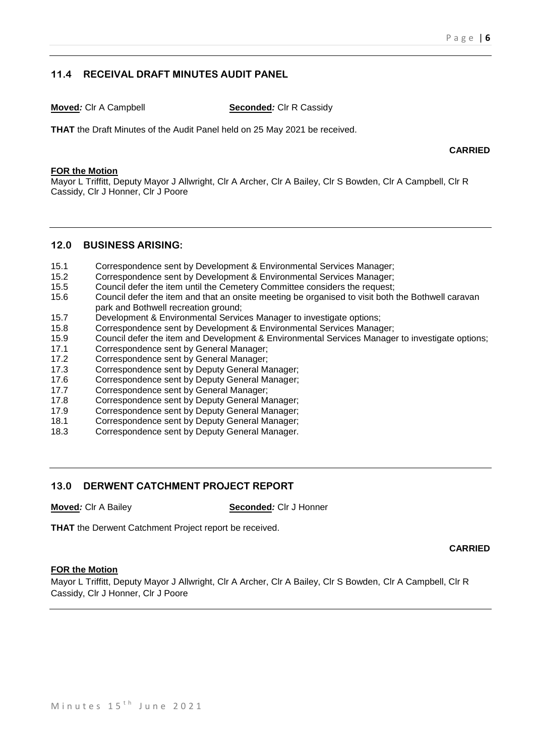## 11.4 RECEIVAL DRAFT MINUTES AUDIT PANEL

**Moved:** Clr A Campbell **Seconded:** Clr R Cassidy

**THAT** the Draft Minutes of the Audit Panel held on 25 May 2021 be received.

**CARRIED**

**FOR the Motion**
Mayor L Triffitt, Deputy Mayor J Allwright, Clr A Archer, Clr A Bailey, Clr S Bowden, Clr A Campbell, Clr R Cassidy, Clr J Honner, Clr J Poore

## 12.0 BUSINESS ARISING:

15.1 Correspondence sent by Development & Environmental Services Manager;
15.2 Correspondence sent by Development & Environmental Services Manager;
15.5 Council defer the item until the Cemetery Committee considers the request;
15.6 Council defer the item and that an onsite meeting be organised to visit both the Bothwell caravan park and Bothwell recreation ground;
15.7 Development & Environmental Services Manager to investigate options;
15.8 Correspondence sent by Development & Environmental Services Manager;
15.9 Council defer the item and Development & Environmental Services Manager to investigate options;
17.1 Correspondence sent by General Manager;
17.2 Correspondence sent by General Manager;
17.3 Correspondence sent by Deputy General Manager;
17.6 Correspondence sent by Deputy General Manager;
17.7 Correspondence sent by General Manager;
17.8 Correspondence sent by Deputy General Manager;
17.9 Correspondence sent by Deputy General Manager;
18.1 Correspondence sent by Deputy General Manager;
18.3 Correspondence sent by Deputy General Manager.

## 13.0 DERWENT CATCHMENT PROJECT REPORT

**Moved:** Clr A Bailey **Seconded:** Clr J Honner

**THAT** the Derwent Catchment Project report be received.

**CARRIED**

**FOR the Motion**
Mayor L Triffitt, Deputy Mayor J Allwright, Clr A Archer, Clr A Bailey, Clr S Bowden, Clr A Campbell, Clr R Cassidy, Clr J Honner, Clr J Poore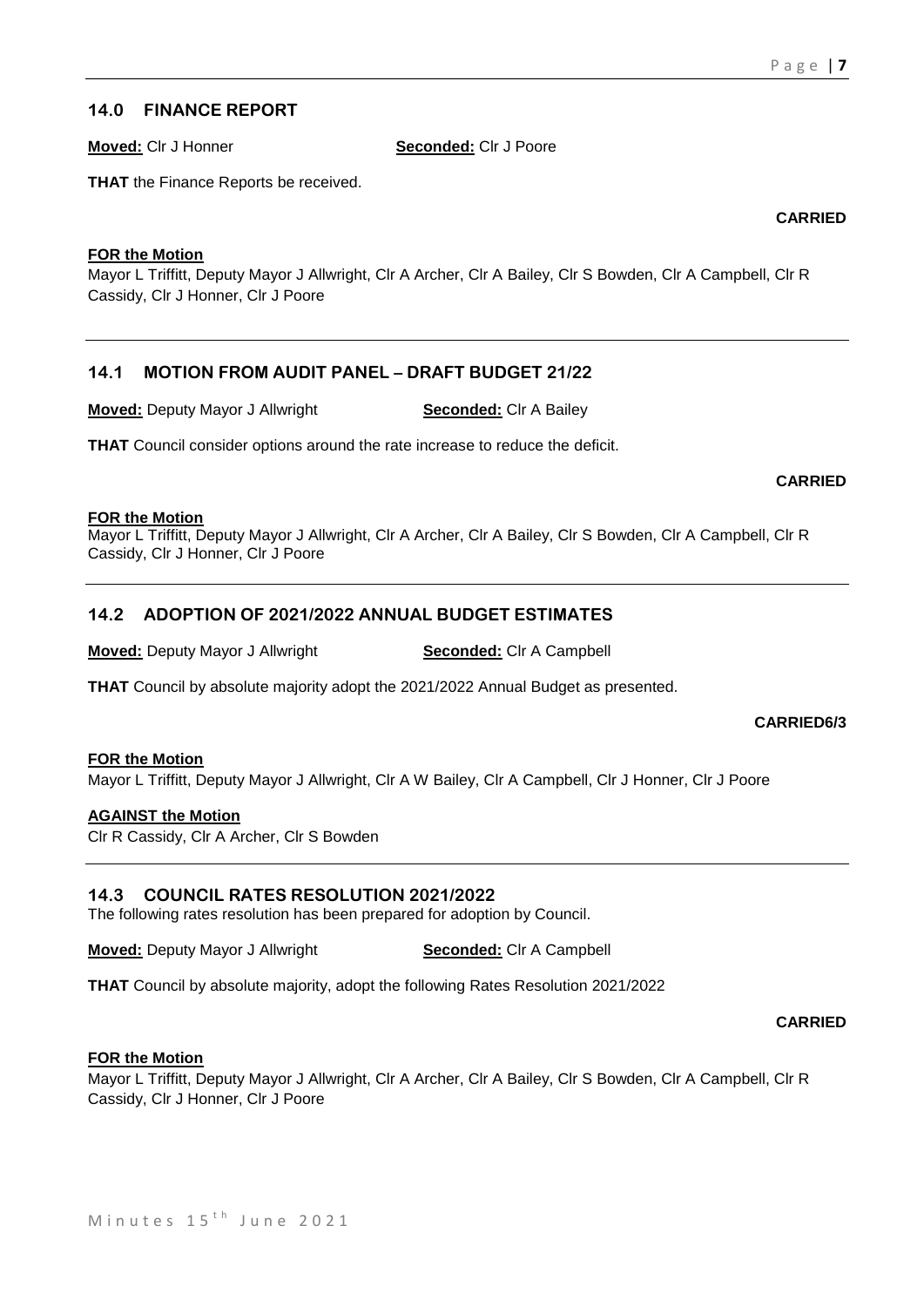## 14.0 FINANCE REPORT

**Moved:** Clr J Honner **Seconded:** Clr J Poore

**THAT** the Finance Reports be received.

**CARRIED**

**FOR the Motion**
Mayor L Triffitt, Deputy Mayor J Allwright, Clr A Archer, Clr A Bailey, Clr S Bowden, Clr A Campbell, Clr R Cassidy, Clr J Honner, Clr J Poore

---

## 14.1 MOTION FROM AUDIT PANEL – DRAFT BUDGET 21/22

**Moved:** Deputy Mayor J Allwright **Seconded:** Clr A Bailey

**THAT** Council consider options around the rate increase to reduce the deficit.

**CARRIED**

**FOR the Motion**
Mayor L Triffitt, Deputy Mayor J Allwright, Clr A Archer, Clr A Bailey, Clr S Bowden, Clr A Campbell, Clr R Cassidy, Clr J Honner, Clr J Poore

---

## 14.2 ADOPTION OF 2021/2022 ANNUAL BUDGET ESTIMATES

**Moved:** Deputy Mayor J Allwright **Seconded:** Clr A Campbell

**THAT** Council by absolute majority adopt the 2021/2022 Annual Budget as presented.

**CARRIED6/3**

**FOR the Motion**
Mayor L Triffitt, Deputy Mayor J Allwright, Clr A W Bailey, Clr A Campbell, Clr J Honner, Clr J Poore

**AGAINST the Motion**
Clr R Cassidy, Clr A Archer, Clr S Bowden

---

## 14.3 COUNCIL RATES RESOLUTION 2021/2022

The following rates resolution has been prepared for adoption by Council.

**Moved:** Deputy Mayor J Allwright **Seconded:** Clr A Campbell

**THAT** Council by absolute majority, adopt the following Rates Resolution 2021/2022

**CARRIED**

**FOR the Motion**
Mayor L Triffitt, Deputy Mayor J Allwright, Clr A Archer, Clr A Bailey, Clr S Bowden, Clr A Campbell, Clr R Cassidy, Clr J Honner, Clr J Poore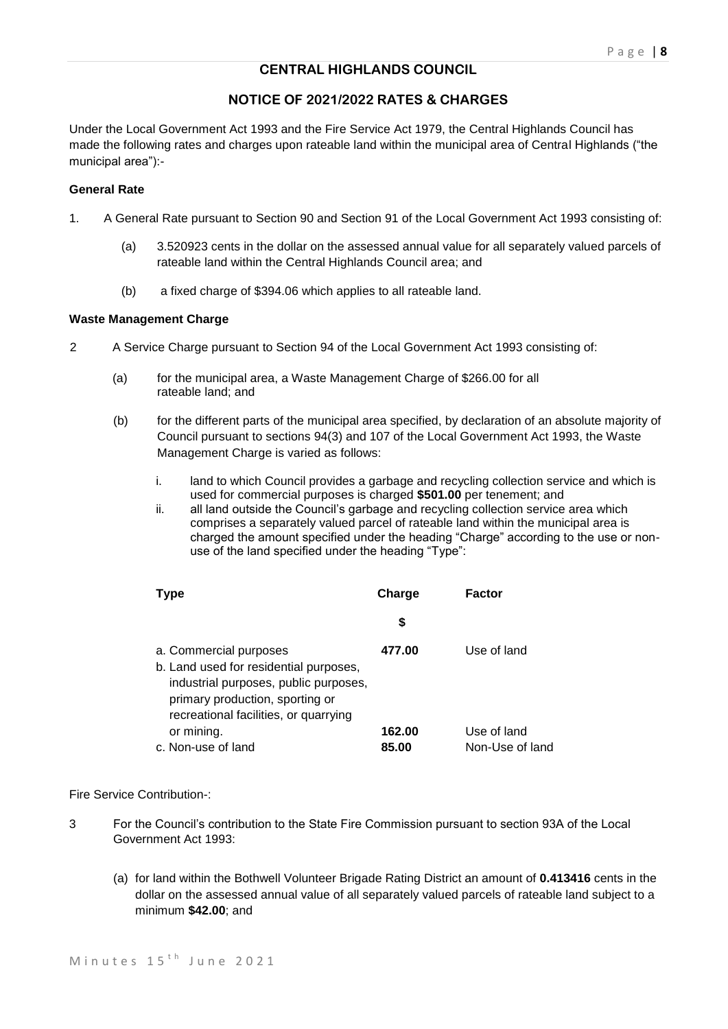## CENTRAL HIGHLANDS COUNCIL

### NOTICE OF 2021/2022 RATES & CHARGES

Under the Local Government Act 1993 and the Fire Service Act 1979, the Central Highlands Council has made the following rates and charges upon rateable land within the municipal area of Central Highlands ("the municipal area"):-

**General Rate**

1. A General Rate pursuant to Section 90 and Section 91 of the Local Government Act 1993 consisting of:

   (a) 3.520923 cents in the dollar on the assessed annual value for all separately valued parcels of rateable land within the Central Highlands Council area; and

   (b) a fixed charge of $394.06 which applies to all rateable land.

**Waste Management Charge**

2 A Service Charge pursuant to Section 94 of the Local Government Act 1993 consisting of:

   (a) for the municipal area, a Waste Management Charge of $266.00 for all rateable land; and

   (b) for the different parts of the municipal area specified, by declaration of an absolute majority of Council pursuant to sections 94(3) and 107 of the Local Government Act 1993, the Waste Management Charge is varied as follows:

      i. land to which Council provides a garbage and recycling collection service and which is used for commercial purposes is charged **$501.00** per tenement; and
      ii. all land outside the Council's garbage and recycling collection service area which comprises a separately valued parcel of rateable land within the municipal area is charged the amount specified under the heading "Charge" according to the use or non-use of the land specified under the heading "Type":

| Type | Charge<br>$ | Factor |
|---|---|---|
| a. Commercial purposes | **477.00** | Use of land |
| b. Land used for residential purposes, industrial purposes, public purposes, primary production, sporting or recreational facilities, or quarrying or mining. | **162.00** | Use of land |
| c. Non-use of land | **85.00** | Non-Use of land |

Fire Service Contribution-:

3 For the Council's contribution to the State Fire Commission pursuant to section 93A of the Local Government Act 1993:

   (a) for land within the Bothwell Volunteer Brigade Rating District an amount of **0.413416** cents in the dollar on the assessed annual value of all separately valued parcels of rateable land subject to a minimum **$42.00**; and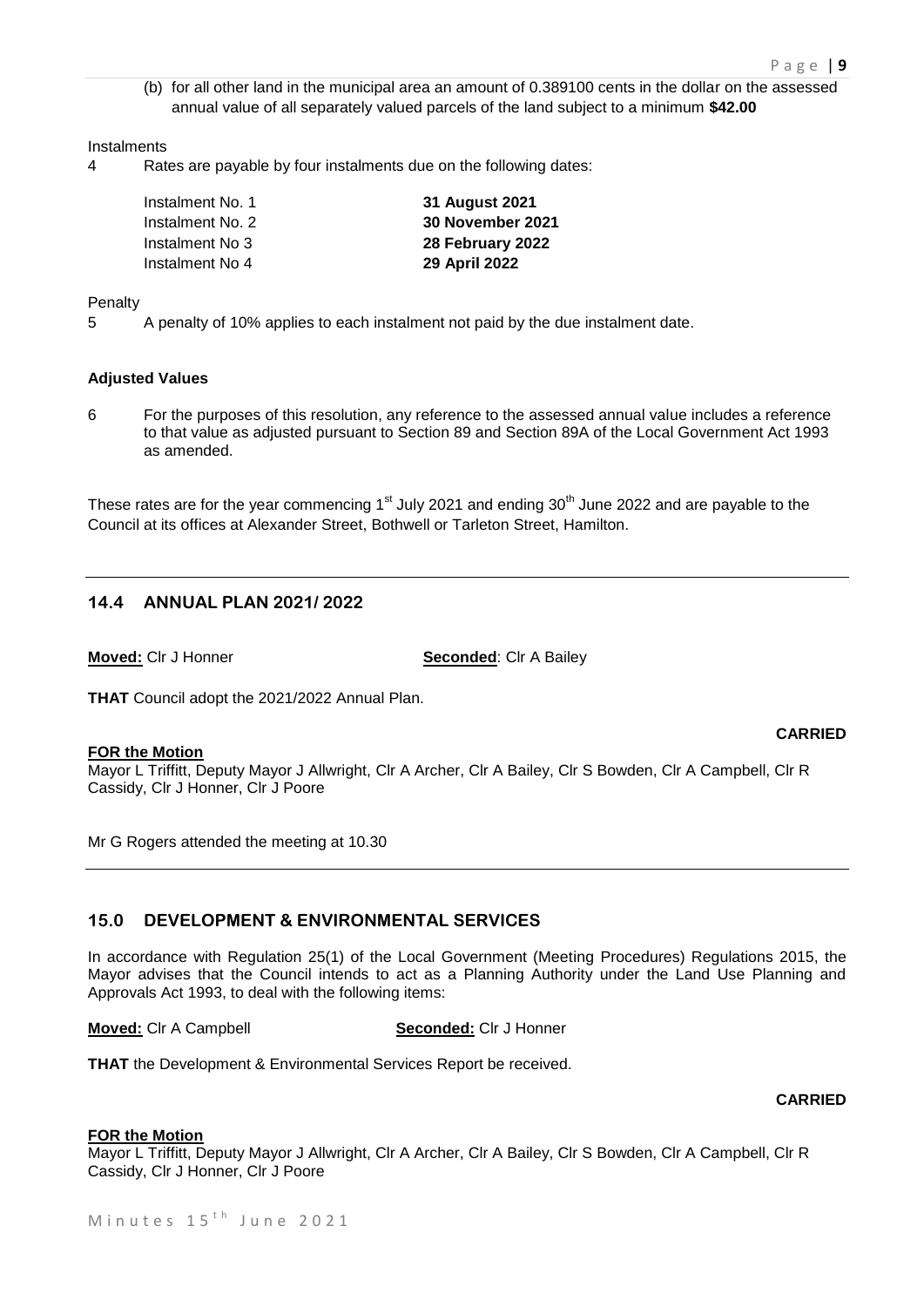(b) for all other land in the municipal area an amount of 0.389100 cents in the dollar on the assessed annual value of all separately valued parcels of the land subject to a minimum **$42.00**

Instalments

4 Rates are payable by four instalments due on the following dates:

| | |
|---|---|
| Instalment No. 1 | **31 August 2021** |
| Instalment No. 2 | **30 November 2021** |
| Instalment No 3 | **28 February 2022** |
| Instalment No 4 | **29 April 2022** |

Penalty

5 A penalty of 10% applies to each instalment not paid by the due instalment date.

**Adjusted Values**

6 For the purposes of this resolution, any reference to the assessed annual value includes a reference to that value as adjusted pursuant to Section 89 and Section 89A of the Local Government Act 1993 as amended.

These rates are for the year commencing 1st July 2021 and ending 30th June 2022 and are payable to the Council at its offices at Alexander Street, Bothwell or Tarleton Street, Hamilton.

## 14.4 ANNUAL PLAN 2021/ 2022

**Moved:** Clr J Honner **Seconded**: Clr A Bailey

**THAT** Council adopt the 2021/2022 Annual Plan.

**CARRIED**

**FOR the Motion**

Mayor L Triffitt, Deputy Mayor J Allwright, Clr A Archer, Clr A Bailey, Clr S Bowden, Clr A Campbell, Clr R Cassidy, Clr J Honner, Clr J Poore

Mr G Rogers attended the meeting at 10.30

## 15.0 DEVELOPMENT & ENVIRONMENTAL SERVICES

In accordance with Regulation 25(1) of the Local Government (Meeting Procedures) Regulations 2015, the Mayor advises that the Council intends to act as a Planning Authority under the Land Use Planning and Approvals Act 1993, to deal with the following items:

**Moved:** Clr A Campbell **Seconded:** Clr J Honner

**THAT** the Development & Environmental Services Report be received.

**CARRIED**

**FOR the Motion**

Mayor L Triffitt, Deputy Mayor J Allwright, Clr A Archer, Clr A Bailey, Clr S Bowden, Clr A Campbell, Clr R Cassidy, Clr J Honner, Clr J Poore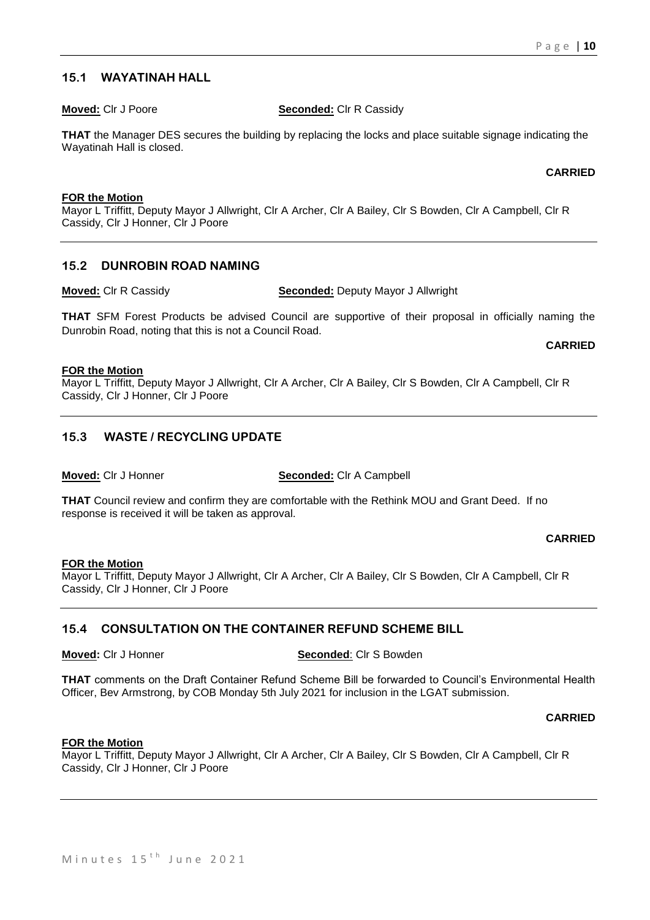## 15.1 WAYATINAH HALL

**Moved:** Clr J Poore **Seconded:** Clr R Cassidy

**THAT** the Manager DES secures the building by replacing the locks and place suitable signage indicating the Wayatinah Hall is closed.

**CARRIED**

**FOR the Motion**

Mayor L Triffitt, Deputy Mayor J Allwright, Clr A Archer, Clr A Bailey, Clr S Bowden, Clr A Campbell, Clr R Cassidy, Clr J Honner, Clr J Poore

## 15.2 DUNROBIN ROAD NAMING

**Moved:** Clr R Cassidy **Seconded:** Deputy Mayor J Allwright

**THAT** SFM Forest Products be advised Council are supportive of their proposal in officially naming the Dunrobin Road, noting that this is not a Council Road.

**CARRIED**

**FOR the Motion**

Mayor L Triffitt, Deputy Mayor J Allwright, Clr A Archer, Clr A Bailey, Clr S Bowden, Clr A Campbell, Clr R Cassidy, Clr J Honner, Clr J Poore

## 15.3 WASTE / RECYCLING UPDATE

**Moved:** Clr J Honner **Seconded:** Clr A Campbell

**THAT** Council review and confirm they are comfortable with the Rethink MOU and Grant Deed. If no response is received it will be taken as approval.

**CARRIED**

**FOR the Motion**

Mayor L Triffitt, Deputy Mayor J Allwright, Clr A Archer, Clr A Bailey, Clr S Bowden, Clr A Campbell, Clr R Cassidy, Clr J Honner, Clr J Poore

## 15.4 CONSULTATION ON THE CONTAINER REFUND SCHEME BILL

**Moved:** Clr J Honner **Seconded**: Clr S Bowden

**THAT** comments on the Draft Container Refund Scheme Bill be forwarded to Council's Environmental Health Officer, Bev Armstrong, by COB Monday 5th July 2021 for inclusion in the LGAT submission.

**CARRIED**

**FOR the Motion**

Mayor L Triffitt, Deputy Mayor J Allwright, Clr A Archer, Clr A Bailey, Clr S Bowden, Clr A Campbell, Clr R Cassidy, Clr J Honner, Clr J Poore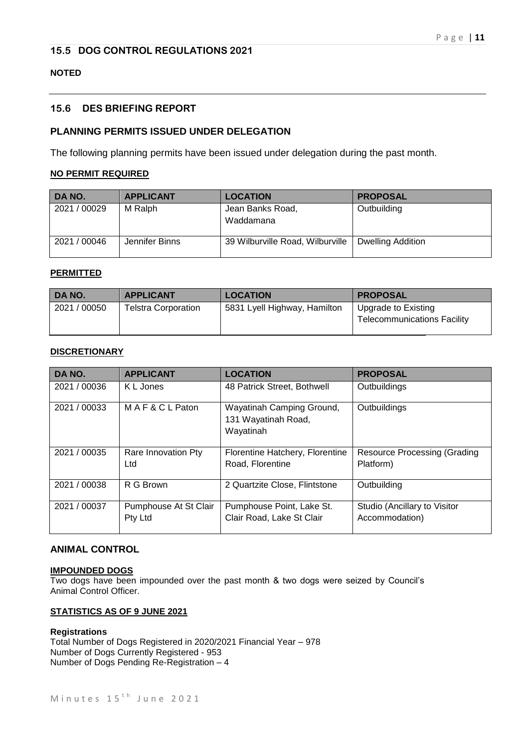## 15.5 DOG CONTROL REGULATIONS 2021

**NOTED**

---

## 15.6 DES BRIEFING REPORT

### PLANNING PERMITS ISSUED UNDER DELEGATION

The following planning permits have been issued under delegation during the past month.

**NO PERMIT REQUIRED**

| DA NO. | APPLICANT | LOCATION | PROPOSAL |
|---|---|---|---|
| 2021 / 00029 | M Ralph | Jean Banks Road, Waddamana | Outbuilding |
| 2021 / 00046 | Jennifer Binns | 39 Wilburville Road, Wilburville | Dwelling Addition |

**PERMITTED**

| DA NO. | APPLICANT | LOCATION | PROPOSAL |
|---|---|---|---|
| 2021 / 00050 | Telstra Corporation | 5831 Lyell Highway, Hamilton | Upgrade to Existing Telecommunications Facility |

**DISCRETIONARY**

| DA NO. | APPLICANT | LOCATION | PROPOSAL |
|---|---|---|---|
| 2021 / 00036 | K L Jones | 48 Patrick Street, Bothwell | Outbuildings |
| 2021 / 00033 | M A F & C L Paton | Wayatinah Camping Ground, 131 Wayatinah Road, Wayatinah | Outbuildings |
| 2021 / 00035 | Rare Innovation Pty Ltd | Florentine Hatchery, Florentine Road, Florentine | Resource Processing (Grading Platform) |
| 2021 / 00038 | R G Brown | 2 Quartzite Close, Flintstone | Outbuilding |
| 2021 / 00037 | Pumphouse At St Clair Pty Ltd | Pumphouse Point, Lake St. Clair Road, Lake St Clair | Studio (Ancillary to Visitor Accommodation) |

### ANIMAL CONTROL

**IMPOUNDED DOGS**

Two dogs have been impounded over the past month & two dogs were seized by Council's Animal Control Officer.

**STATISTICS AS OF 9 JUNE 2021**

**Registrations**

Total Number of Dogs Registered in 2020/2021 Financial Year – 978
Number of Dogs Currently Registered - 953
Number of Dogs Pending Re-Registration – 4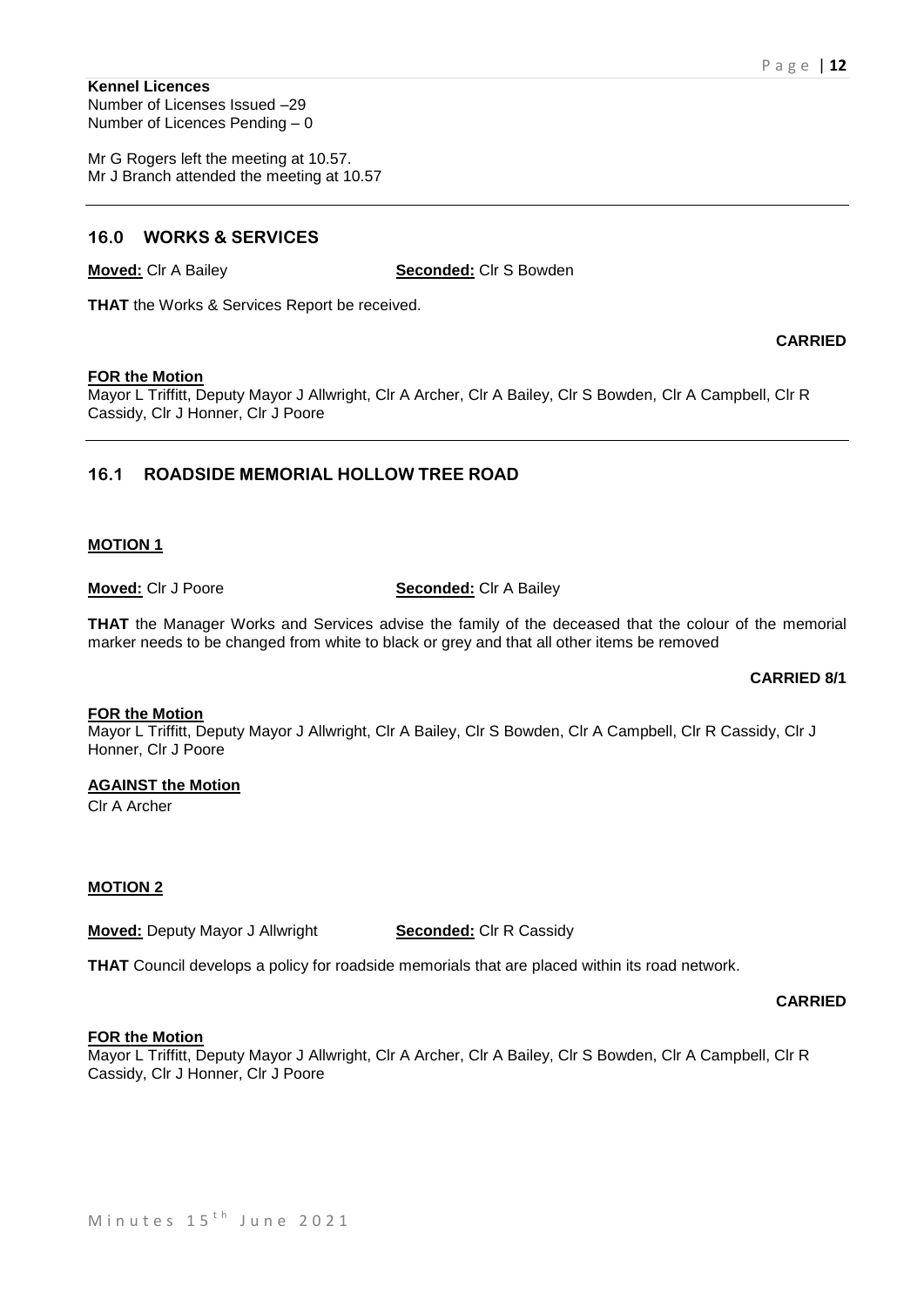**Kennel Licences**
Number of Licenses Issued –29
Number of Licences Pending – 0

Mr G Rogers left the meeting at 10.57.
Mr J Branch attended the meeting at 10.57

## 16.0 WORKS & SERVICES

**Moved:** Clr A Bailey **Seconded:** Clr S Bowden

**THAT** the Works & Services Report be received.

**CARRIED**

**FOR the Motion**
Mayor L Triffitt, Deputy Mayor J Allwright, Clr A Archer, Clr A Bailey, Clr S Bowden, Clr A Campbell, Clr R Cassidy, Clr J Honner, Clr J Poore

## 16.1 ROADSIDE MEMORIAL HOLLOW TREE ROAD

**MOTION 1**

**Moved:** Clr J Poore **Seconded:** Clr A Bailey

**THAT** the Manager Works and Services advise the family of the deceased that the colour of the memorial marker needs to be changed from white to black or grey and that all other items be removed

**CARRIED 8/1**

**FOR the Motion**
Mayor L Triffitt, Deputy Mayor J Allwright, Clr A Bailey, Clr S Bowden, Clr A Campbell, Clr R Cassidy, Clr J Honner, Clr J Poore

**AGAINST the Motion**
Clr A Archer

**MOTION 2**

**Moved:** Deputy Mayor J Allwright **Seconded:** Clr R Cassidy

**THAT** Council develops a policy for roadside memorials that are placed within its road network.

**CARRIED**

**FOR the Motion**
Mayor L Triffitt, Deputy Mayor J Allwright, Clr A Archer, Clr A Bailey, Clr S Bowden, Clr A Campbell, Clr R Cassidy, Clr J Honner, Clr J Poore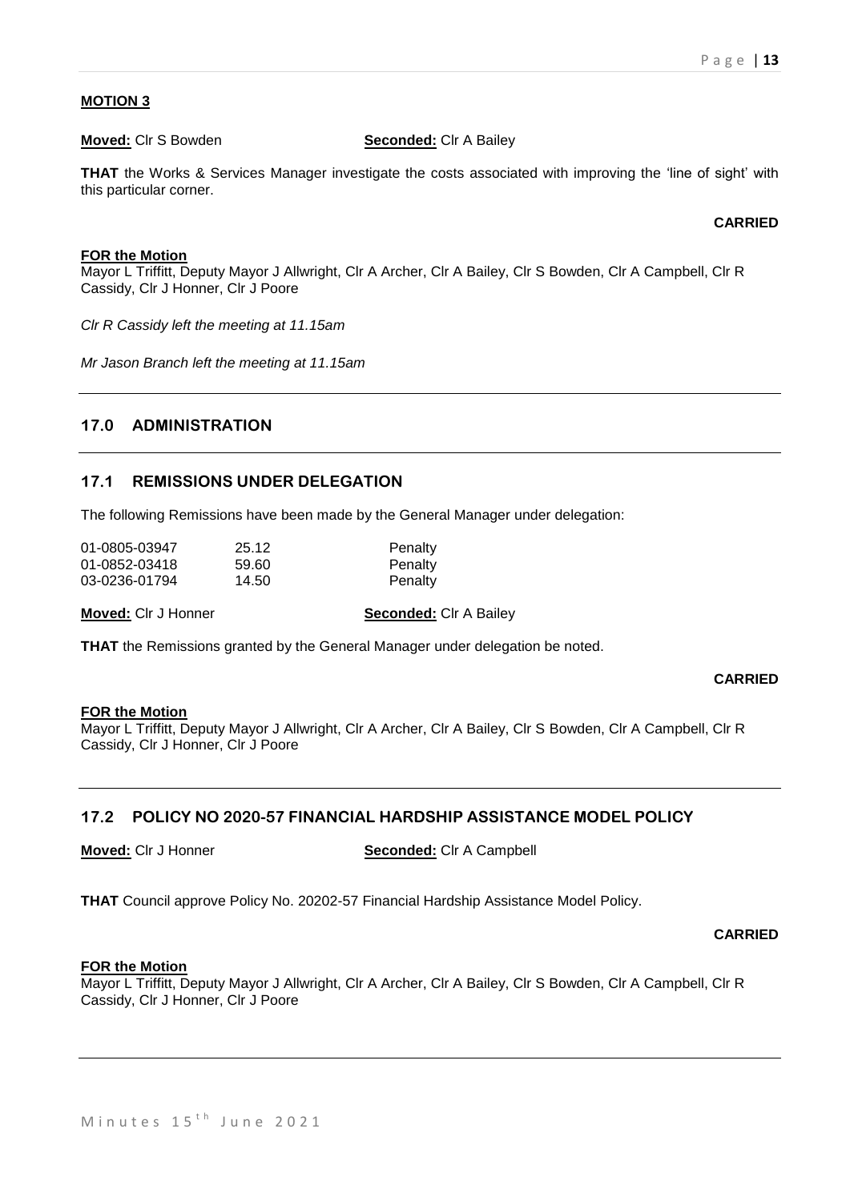**MOTION 3**

**Moved:** Clr S Bowden **Seconded:** Clr A Bailey

**THAT** the Works & Services Manager investigate the costs associated with improving the 'line of sight' with this particular corner.

**CARRIED**

**FOR the Motion**
Mayor L Triffitt, Deputy Mayor J Allwright, Clr A Archer, Clr A Bailey, Clr S Bowden, Clr A Campbell, Clr R Cassidy, Clr J Honner, Clr J Poore

*Clr R Cassidy left the meeting at 11.15am*

*Mr Jason Branch left the meeting at 11.15am*

## 17.0 ADMINISTRATION

## 17.1 REMISSIONS UNDER DELEGATION

The following Remissions have been made by the General Manager under delegation:

| | | |
|---|---|---|
| 01-0805-03947 | 25.12 | Penalty |
| 01-0852-03418 | 59.60 | Penalty |
| 03-0236-01794 | 14.50 | Penalty |

**Moved:** Clr J Honner **Seconded:** Clr A Bailey

**THAT** the Remissions granted by the General Manager under delegation be noted.

**CARRIED**

**FOR the Motion**
Mayor L Triffitt, Deputy Mayor J Allwright, Clr A Archer, Clr A Bailey, Clr S Bowden, Clr A Campbell, Clr R Cassidy, Clr J Honner, Clr J Poore

## 17.2 POLICY NO 2020-57 FINANCIAL HARDSHIP ASSISTANCE MODEL POLICY

**Moved:** Clr J Honner **Seconded:** Clr A Campbell

**THAT** Council approve Policy No. 20202-57 Financial Hardship Assistance Model Policy.

**CARRIED**

**FOR the Motion**
Mayor L Triffitt, Deputy Mayor J Allwright, Clr A Archer, Clr A Bailey, Clr S Bowden, Clr A Campbell, Clr R Cassidy, Clr J Honner, Clr J Poore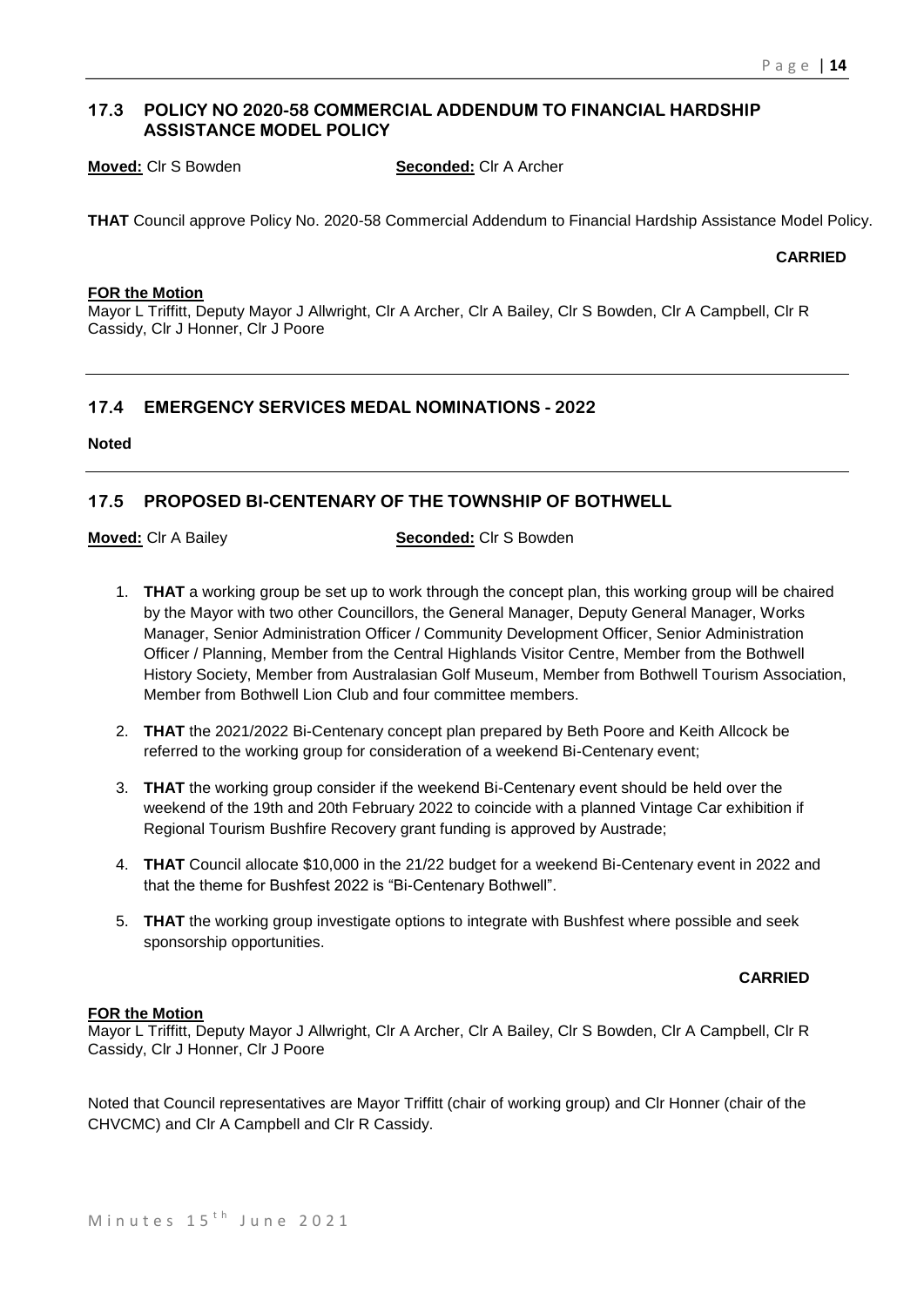## 17.3 POLICY NO 2020-58 COMMERCIAL ADDENDUM TO FINANCIAL HARDSHIP ASSISTANCE MODEL POLICY

**Moved:** Clr S Bowden **Seconded:** Clr A Archer

**THAT** Council approve Policy No. 2020-58 Commercial Addendum to Financial Hardship Assistance Model Policy.

**CARRIED**

**FOR the Motion**

Mayor L Triffitt, Deputy Mayor J Allwright, Clr A Archer, Clr A Bailey, Clr S Bowden, Clr A Campbell, Clr R Cassidy, Clr J Honner, Clr J Poore

## 17.4 EMERGENCY SERVICES MEDAL NOMINATIONS - 2022

**Noted**

## 17.5 PROPOSED BI-CENTENARY OF THE TOWNSHIP OF BOTHWELL

**Moved:** Clr A Bailey **Seconded:** Clr S Bowden

1. **THAT** a working group be set up to work through the concept plan, this working group will be chaired by the Mayor with two other Councillors, the General Manager, Deputy General Manager, Works Manager, Senior Administration Officer / Community Development Officer, Senior Administration Officer / Planning, Member from the Central Highlands Visitor Centre, Member from the Bothwell History Society, Member from Australasian Golf Museum, Member from Bothwell Tourism Association, Member from Bothwell Lion Club and four committee members.
2. **THAT** the 2021/2022 Bi-Centenary concept plan prepared by Beth Poore and Keith Allcock be referred to the working group for consideration of a weekend Bi-Centenary event;
3. **THAT** the working group consider if the weekend Bi-Centenary event should be held over the weekend of the 19th and 20th February 2022 to coincide with a planned Vintage Car exhibition if Regional Tourism Bushfire Recovery grant funding is approved by Austrade;
4. **THAT** Council allocate $10,000 in the 21/22 budget for a weekend Bi-Centenary event in 2022 and that the theme for Bushfest 2022 is "Bi-Centenary Bothwell".
5. **THAT** the working group investigate options to integrate with Bushfest where possible and seek sponsorship opportunities.

**CARRIED**

**FOR the Motion**

Mayor L Triffitt, Deputy Mayor J Allwright, Clr A Archer, Clr A Bailey, Clr S Bowden, Clr A Campbell, Clr R Cassidy, Clr J Honner, Clr J Poore

Noted that Council representatives are Mayor Triffitt (chair of working group) and Clr Honner (chair of the CHVCMC) and Clr A Campbell and Clr R Cassidy.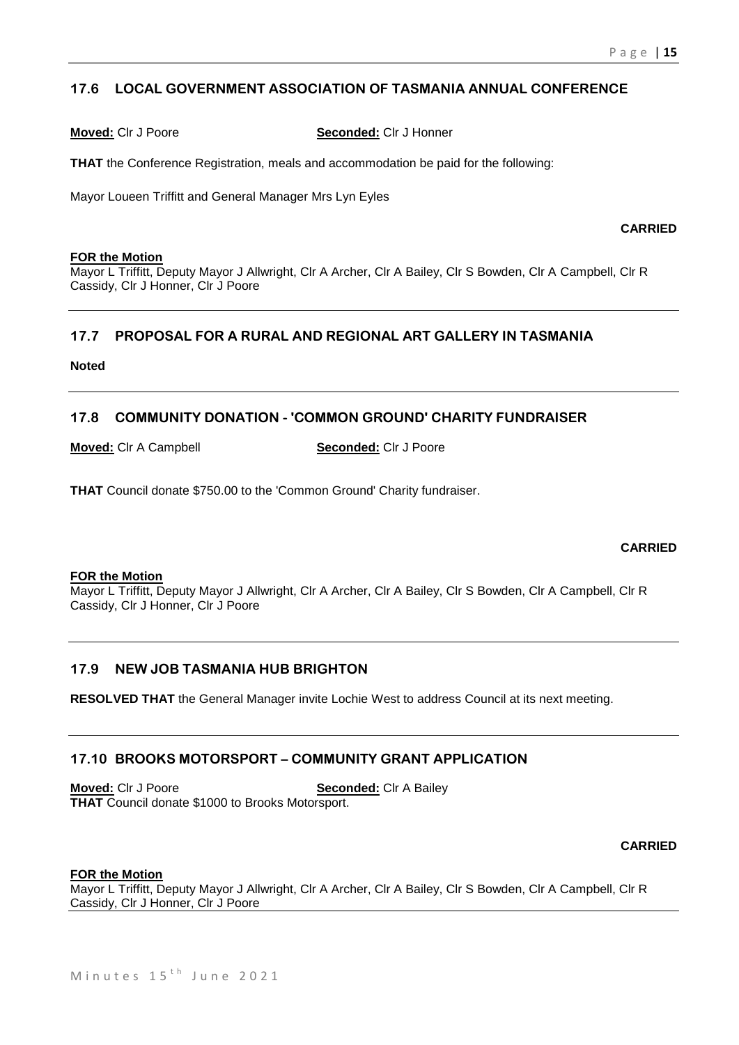## 17.6 LOCAL GOVERNMENT ASSOCIATION OF TASMANIA ANNUAL CONFERENCE

**Moved:** Clr J Poore **Seconded:** Clr J Honner

**THAT** the Conference Registration, meals and accommodation be paid for the following:

Mayor Loueen Triffitt and General Manager Mrs Lyn Eyles

**CARRIED**

**FOR the Motion**
Mayor L Triffitt, Deputy Mayor J Allwright, Clr A Archer, Clr A Bailey, Clr S Bowden, Clr A Campbell, Clr R Cassidy, Clr J Honner, Clr J Poore

---

## 17.7 PROPOSAL FOR A RURAL AND REGIONAL ART GALLERY IN TASMANIA

**Noted**

---

## 17.8 COMMUNITY DONATION - 'COMMON GROUND' CHARITY FUNDRAISER

**Moved:** Clr A Campbell **Seconded:** Clr J Poore

**THAT** Council donate $750.00 to the 'Common Ground' Charity fundraiser.

**CARRIED**

**FOR the Motion**
Mayor L Triffitt, Deputy Mayor J Allwright, Clr A Archer, Clr A Bailey, Clr S Bowden, Clr A Campbell, Clr R Cassidy, Clr J Honner, Clr J Poore

---

## 17.9 NEW JOB TASMANIA HUB BRIGHTON

**RESOLVED THAT** the General Manager invite Lochie West to address Council at its next meeting.

---

## 17.10 BROOKS MOTORSPORT – COMMUNITY GRANT APPLICATION

**Moved:** Clr J Poore **Seconded:** Clr A Bailey
**THAT** Council donate $1000 to Brooks Motorsport.

**CARRIED**

**FOR the Motion**
Mayor L Triffitt, Deputy Mayor J Allwright, Clr A Archer, Clr A Bailey, Clr S Bowden, Clr A Campbell, Clr R Cassidy, Clr J Honner, Clr J Poore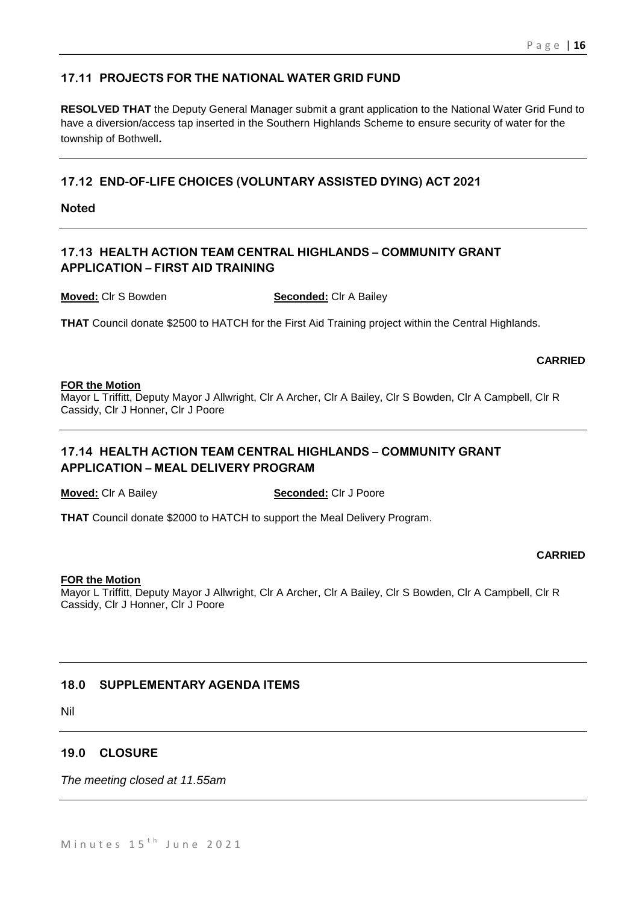## 17.11 PROJECTS FOR THE NATIONAL WATER GRID FUND

**RESOLVED THAT** the Deputy General Manager submit a grant application to the National Water Grid Fund to have a diversion/access tap inserted in the Southern Highlands Scheme to ensure security of water for the township of Bothwell.

## 17.12 END-OF-LIFE CHOICES (VOLUNTARY ASSISTED DYING) ACT 2021

**Noted**

## 17.13 HEALTH ACTION TEAM CENTRAL HIGHLANDS – COMMUNITY GRANT APPLICATION – FIRST AID TRAINING

**Moved:** Clr S Bowden **Seconded:** Clr A Bailey

**THAT** Council donate $2500 to HATCH for the First Aid Training project within the Central Highlands.

**CARRIED**

**FOR the Motion**
Mayor L Triffitt, Deputy Mayor J Allwright, Clr A Archer, Clr A Bailey, Clr S Bowden, Clr A Campbell, Clr R Cassidy, Clr J Honner, Clr J Poore

## 17.14 HEALTH ACTION TEAM CENTRAL HIGHLANDS – COMMUNITY GRANT APPLICATION – MEAL DELIVERY PROGRAM

**Moved:** Clr A Bailey **Seconded:** Clr J Poore

**THAT** Council donate $2000 to HATCH to support the Meal Delivery Program.

**CARRIED**

**FOR the Motion**
Mayor L Triffitt, Deputy Mayor J Allwright, Clr A Archer, Clr A Bailey, Clr S Bowden, Clr A Campbell, Clr R Cassidy, Clr J Honner, Clr J Poore

## 18.0 SUPPLEMENTARY AGENDA ITEMS

Nil

## 19.0 CLOSURE

*The meeting closed at 11.55am*